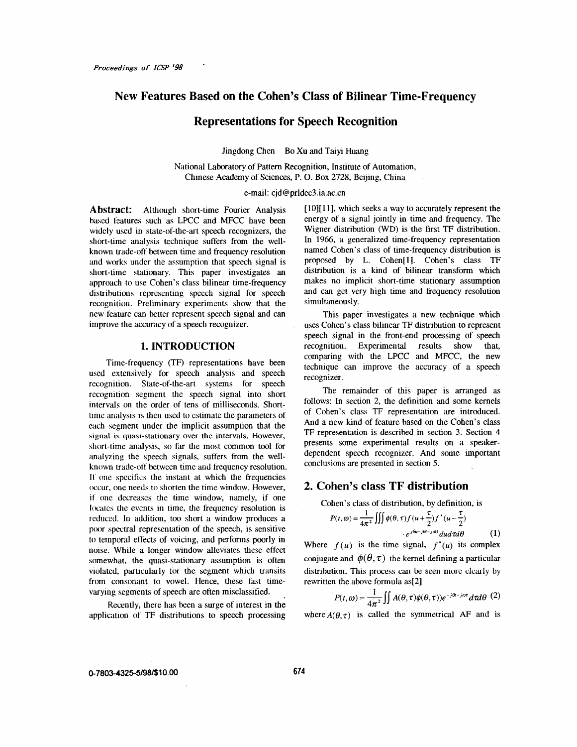# New Features Based on the Cohen's Class of Bilinear Time-Frequency Representations for Speech Recognition

Jingdong Chen  Bo Xu and Taiyi Huang

National Laboratory of Pattern Recognition, Institute of Automation,
Chinese Academy of Sciences, P. O. Box 2728, Beijing, China

e-mail: cjd@prldec3.ia.ac.cn

**Abstract:** Although short-time Fourier Analysis based features such as LPCC and MFCC have been widely used in state-of-the-art speech recognizers, the short-time analysis technique suffers from the well-known trade-off between time and frequency resolution and works under the assumption that speech signal is short-time stationary. This paper investigates an approach to use Cohen's class bilinear time-frequency distributions representing speech signal for speech recognition. Preliminary experiments show that the new feature can better represent speech signal and can improve the accuracy of a speech recognizer.

## 1. INTRODUCTION

Time-frequency (TF) representations have been used extensively for speech analysis and speech recognition. State-of-the-art systems for speech recognition segment the speech signal into short intervals on the order of tens of milliseconds. Short-time analysis is then used to estimate the parameters of each segment under the implicit assumption that the signal is quasi-stationary over the intervals. However, short-time analysis, so far the most common tool for analyzing the speech signals, suffers from the well-known trade-off between time and frequency resolution. If one specifies the instant at which the frequencies occur, one needs to shorten the time window. However, if one decreases the time window, namely, if one locates the events in time, the frequency resolution is reduced. In addition, too short a window produces a poor spectral representation of the speech, is sensitive to temporal effects of voicing, and performs poorly in noise. While a longer window alleviates these effect somewhat, the quasi-stationary assumption is often violated, particularly for the segment which transits from consonant to vowel. Hence, these fast time-varying segments of speech are often misclassified.

Recently, there has been a surge of interest in the application of TF distributions to speech processing [10][11], which seeks a way to accurately represent the energy of a signal jointly in time and frequency. The Wigner distribution (WD) is the first TF distribution. In 1966, a generalized time-frequency representation named Cohen's class of time-frequency distribution is proposed by L. Cohen[1]. Cohen's class TF distribution is a kind of bilinear transform which makes no implicit short-time stationary assumption and can get very high time and frequency resolution simultaneously.

This paper investigates a new technique which uses Cohen's class bilinear TF distribution to represent speech signal in the front-end processing of speech recognition. Experimental results show that, comparing with the LPCC and MFCC, the new technique can improve the accuracy of a speech recognizer.

The remainder of this paper is arranged as follows: In section 2, the definition and some kernels of Cohen's class TF representation are introduced. And a new kind of feature based on the Cohen's class TF representation is described in section 3. Section 4 presents some experimental results on a speaker-dependent speech recognizer. And some important conclusions are presented in section 5.

## 2. Cohen's class TF distribution

Cohen's class of distribution, by definition, is

$$P(t,\omega)=\frac{1}{4\pi^2}\iiint \phi(\theta,\tau)f(u+\frac{\tau}{2})f^*(u-\frac{\tau}{2}) \cdot e^{j\theta u-j\theta t-j\omega\tau}du\,d\tau\,d\theta \quad (1)$$

Where $f(u)$ is the time signal, $f^*(u)$ its complex conjugate and $\phi(\theta,\tau)$ the kernel defining a particular distribution. This process can be seen more clearly by rewritten the above formula as[2]

$$P(t,\omega)=\frac{1}{4\pi^2}\iint A(\theta,\tau)\phi(\theta,\tau))e^{-j\theta t-j\omega\tau}d\tau\,d\theta \quad (2)$$

where $A(\theta,\tau)$ is called the symmetrical AF and is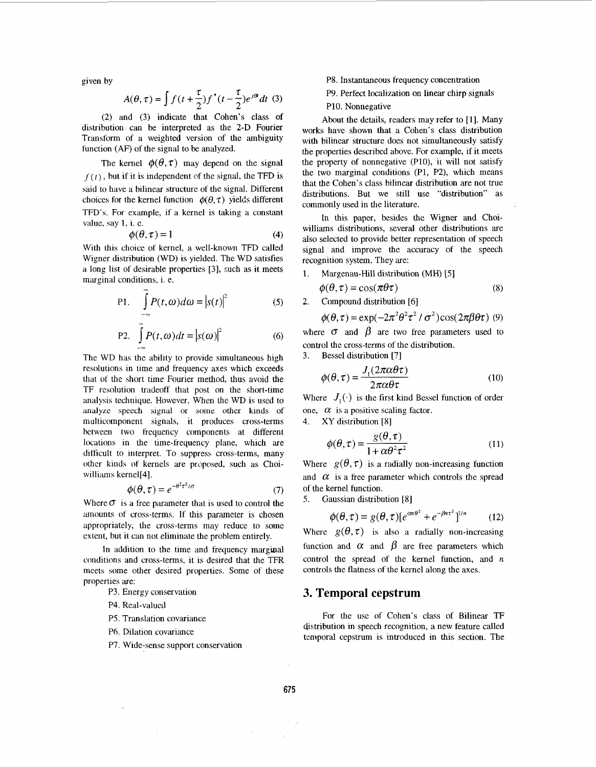given by

$$A(\theta,\tau)=\int f(t+\frac{\tau}{2})f^*(t-\frac{\tau}{2})e^{j\theta t}dt \quad (3)$$

(2) and (3) indicate that Cohen's class of distribution can be interpreted as the 2-D Fourier Transform of a weighted version of the ambiguity function (AF) of the signal to be analyzed.

The kernel $\phi(\theta,\tau)$ may depend on the signal $f(t)$, but if it is independent of the signal, the TFD is said to have a bilinear structure of the signal. Different choices for the kernel function $\phi(\theta,\tau)$ yields different TFD's. For example, if a kernel is taking a constant value, say 1, i. e.

$$\phi(\theta,\tau)=1 \quad (4)$$

With this choice of kernel, a well-known TFD called Wigner distribution (WD) is yielded. The WD satisfies a long list of desirable properties [3], such as it meets marginal conditions, i. e.

$$\text{P1.} \quad \int_{-\infty}^{\infty} P(t,\omega)d\omega=|s(t)|^2 \quad (5)$$

$$\text{P2.} \quad \int_{-\infty}^{\infty} P(t,\omega)dt=|s(\omega)|^2 \quad (6)$$

The WD has the ability to provide simultaneous high resolutions in time and frequency axes which exceeds that of the short time Fourier method, thus avoid the TF resolution tradeoff that post on the short-time analysis technique. However. When the WD is used to analyze speech signal or some other kinds of multicomponent signals, it produces cross-terms between two frequency components at different locations in the time-frequency plane, which are difficult to interpret. To suppress cross-terms, many other kinds of kernels are proposed, such as Choi-williams kernel[4].

$$\phi(\theta,\tau)=e^{-\theta^2\tau^2/\sigma} \quad (7)$$

Where $\sigma$ is a free parameter that is used to control the amounts of cross-terms. If this parameter is chosen appropriately, the cross-terms may reduce to some extent, but it can not eliminate the problem entirely.

In addition to the time and frequency marginal conditions and cross-terms, it is desired that the TFR meets some other desired properties. Some of these properties are:

P3. Energy conservation

P4. Real-valued

P5. Translation covariance

P6. Dilation covariance

P7. Wide-sense support conservation

P8. Instantaneous frequency concentration

P9. Perfect localization on linear chirp signals

P10. Nonnegative

About the details, readers may refer to [1]. Many works have shown that a Cohen's class distribution with bilinear structure does not simultaneously satisfy the properties described above. For example, if it meets the property of nonnegative (P10), it will not satisfy the two marginal conditions (P1, P2), which means that the Cohen's class bilinear distribution are not true distributions. But we still use "distribution" as commonly used in the literature.

In this paper, besides the Wigner and Choi-williams distributions, several other distributions are also selected to provide better representation of speech signal and improve the accuracy of the speech recognition system. They are:

1. Margenau-Hill distribution (MH) [5]

$$\phi(\theta,\tau)=\cos(\pi\theta\tau) \quad (8)$$

2. Compound distribution [6]

$$\phi(\theta,\tau)=\exp(-2\pi^2\theta^2\tau^2/\sigma^2)\cos(2\pi\beta\theta\tau) \quad (9)$$

where $\sigma$ and $\beta$ are two free parameters used to control the cross-terms of the distribution.

3. Bessel distribution [7]

$$\phi(\theta,\tau)=\frac{J_1(2\pi\alpha\theta\tau)}{2\pi\alpha\theta\tau} \quad (10)$$

Where $J_1(\cdot)$ is the first kind Bessel function of order one, $\alpha$ is a positive scaling factor.

4. XY distribution [8]

$$\phi(\theta,\tau)=\frac{g(\theta,\tau)}{1+\alpha\theta^2\tau^2} \quad (11)$$

Where $g(\theta,\tau)$ is a radially non-increasing function and $\alpha$ is a free parameter which controls the spread of the kernel function.

5. Gaussian distribution [8]

$$\phi(\theta,\tau)=g(\theta,\tau)[e^{\alpha n\theta^2}+e^{-\beta n\tau^2}]^{1/n} \quad (12)$$

Where $g(\theta,\tau)$ is also a radially non-increasing function and $\alpha$ and $\beta$ are free parameters which control the spread of the kernel function, and $n$ controls the flatness of the kernel along the axes.

## 3. Temporal cepstrum

For the use of Cohen's class of Bilinear TF distribution in speech recognition, a new feature called temporal cepstrum is introduced in this section. The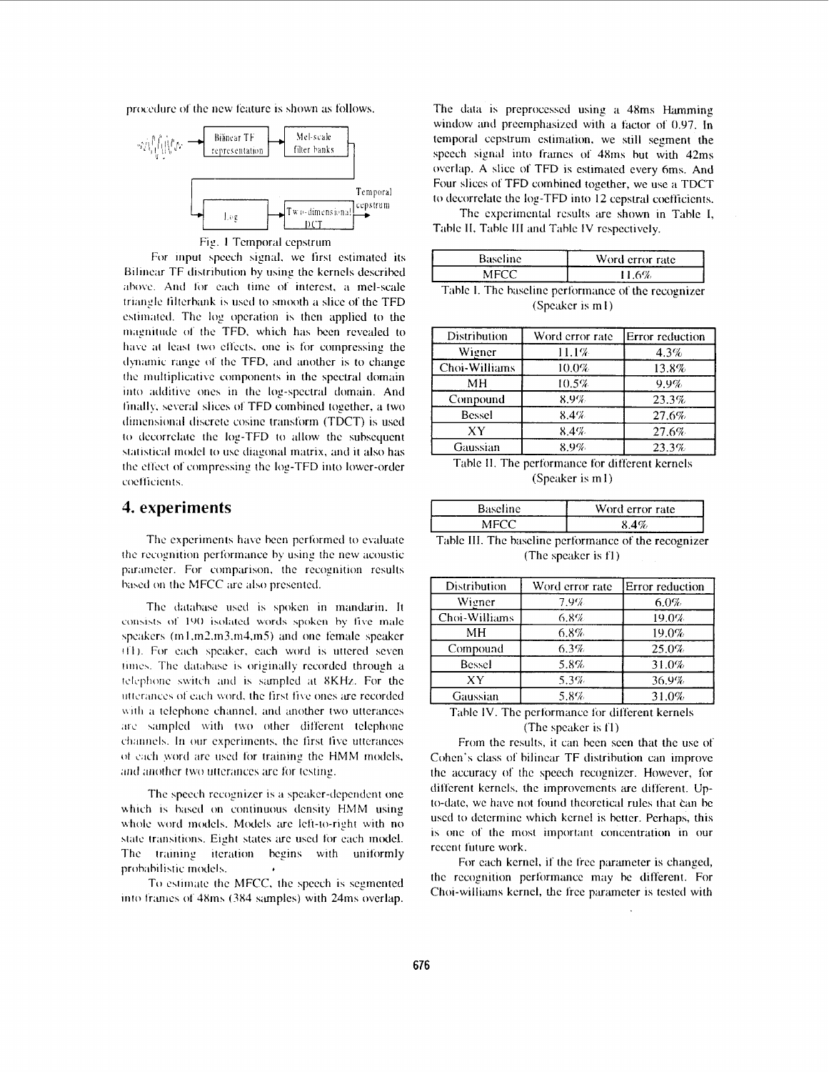procedure of the new feature is shown as follows.

Fig. 1 Temporal cepstrum

For input speech signal, we first estimated its Bilinear TF distribution by using the kernels described above. And for each time of interest, a mel-scale triangle filterbank is used to smooth a slice of the TFD estimated. The log operation is then applied to the magnitude of the TFD, which has been revealed to have at least two effects, one is for compressing the dynamic range of the TFD, and another is to change the multiplicative components in the spectral domain into additive ones in the log-spectral domain. And finally, several slices of TFD combined together, a two dimensional discrete cosine transform (TDCT) is used to decorrelate the log-TFD to allow the subsequent statistical model to use diagonal matrix, and it also has the effect of compressing the log-TFD into lower-order coefficients.

## 4. experiments

The experiments have been performed to evaluate the recognition performance by using the new acoustic parameter. For comparison, the recognition results based on the MFCC are also presented.

The database used is spoken in mandarin. It consists of 190 isolated words spoken by five male speakers (m1,m2,m3,m4,m5) and one female speaker (f1). For each speaker, each word is uttered seven times. The database is originally recorded through a telephone switch and is sampled at 8KHz. For the utterances of each word, the first five ones are recorded with a telephone channel, and another two utterances are sampled with two other different telephone channels. In our experiments, the first five utterances of each word are used for training the HMM models, and another two utterances are for testing.

The speech recognizer is a speaker-dependent one which is based on continuous density HMM using whole word models. Models are left-to-right with no state transitions. Eight states are used for each model. The training iteration begins with uniformly probabilistic models.

To estimate the MFCC, the speech is segmented into frames of 48ms (384 samples) with 24ms overlap. The data is preprocessed using a 48ms Hamming window and preemphasized with a factor of 0.97. In temporal cepstrum estimation, we still segment the speech signal into frames of 48ms but with 42ms overlap. A slice of TFD is estimated every 6ms. And Four slices of TFD combined together, we use a TDCT to decorrelate the log-TFD into 12 cepstral coefficients.

The experimental results are shown in Table I, Table II, Table III and Table IV respectively.

| Baseline | Word error rate |
|---|---|
| MFCC | 11.6% |

Table I. The baseline performance of the recognizer (Speaker is m1)

| Distribution | Word error rate | Error reduction |
|---|---|---|
| Wigner | 11.1% | 4.3% |
| Choi-Williams | 10.0% | 13.8% |
| MH | 10.5% | 9.9% |
| Compound | 8.9% | 23.3% |
| Bessel | 8.4% | 27.6% |
| XY | 8.4% | 27.6% |
| Gaussian | 8.9% | 23.3% |

Table II. The performance for different kernels (Speaker is m1)

| Baseline | Word error rate |
|---|---|
| MFCC | 8.4% |

Table III. The baseline performance of the recognizer (The speaker is f1)

| Distribution | Word error rate | Error reduction |
|---|---|---|
| Wigner | 7.9% | 6.0% |
| Choi-Williams | 6.8% | 19.0% |
| MH | 6.8% | 19.0% |
| Compound | 6.3% | 25.0% |
| Bessel | 5.8% | 31.0% |
| XY | 5.3% | 36.9% |
| Gaussian | 5.8% | 31.0% |

Table IV. The performance for different kernels (The speaker is f1)

From the results, it can been seen that the use of Cohen's class of bilinear TF distribution can improve the accuracy of the speech recognizer. However, for different kernels, the improvements are different. Up-to-date, we have not found theoretical rules that can be used to determine which kernel is better. Perhaps, this is one of the most important concentration in our recent future work.

For each kernel, if the free parameter is changed, the recognition performance may be different. For Choi-williams kernel, the free parameter is tested with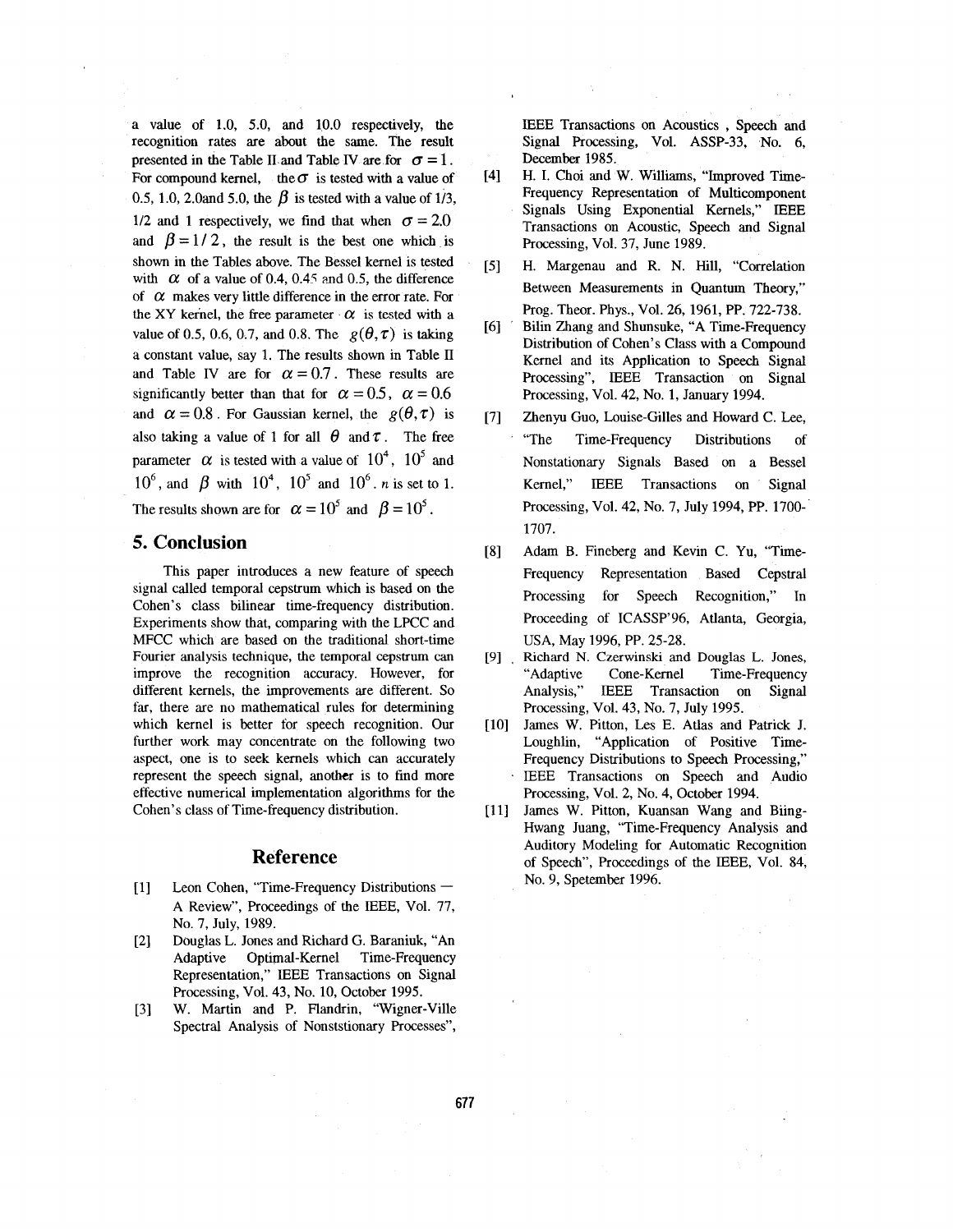a value of 1.0, 5.0, and 10.0 respectively, the recognition rates are about the same. The result presented in the Table II and Table IV are for $\sigma = 1$. For compound kernel, the $\sigma$ is tested with a value of 0.5, 1.0, 2.0and 5.0, the $\beta$ is tested with a value of 1/3, 1/2 and 1 respectively, we find that when $\sigma = 2.0$ and $\beta = 1/2$, the result is the best one which is shown in the Tables above. The Bessel kernel is tested with $\alpha$ of a value of 0.4, 0.45 and 0.5, the difference of $\alpha$ makes very little difference in the error rate. For the XY kernel, the free parameter $\alpha$ is tested with a value of 0.5, 0.6, 0.7, and 0.8. The $g(\theta, \tau)$ is taking a constant value, say 1. The results shown in Table II and Table IV are for $\alpha = 0.7$. These results are significantly better than that for $\alpha = 0.5$, $\alpha = 0.6$ and $\alpha = 0.8$. For Gaussian kernel, the $g(\theta, \tau)$ is also taking a value of 1 for all $\theta$ and $\tau$. The free parameter $\alpha$ is tested with a value of $10^4$, $10^5$ and $10^6$, and $\beta$ with $10^4$, $10^5$ and $10^6$. $n$ is set to 1. The results shown are for $\alpha = 10^5$ and $\beta = 10^5$.

## 5. Conclusion

This paper introduces a new feature of speech signal called temporal cepstrum which is based on the Cohen's class bilinear time-frequency distribution. Experiments show that, comparing with the LPCC and MFCC which are based on the traditional short-time Fourier analysis technique, the temporal cepstrum can improve the recognition accuracy. However, for different kernels, the improvements are different. So far, there are no mathematical rules for determining which kernel is better for speech recognition. Our further work may concentrate on the following two aspect, one is to seek kernels which can accurately represent the speech signal, another is to find more effective numerical implementation algorithms for the Cohen's class of Time-frequency distribution.

## Reference

[1] Leon Cohen, "Time-Frequency Distributions — A Review", Proceedings of the IEEE, Vol. 77, No. 7, July, 1989.

[2] Douglas L. Jones and Richard G. Baraniuk, "An Adaptive Optimal-Kernel Time-Frequency Representation," IEEE Transactions on Signal Processing, Vol. 43, No. 10, October 1995.

[3] W. Martin and P. Flandrin, "Wigner-Ville Spectral Analysis of Nonststionary Processes", IEEE Transactions on Acoustics , Speech and Signal Processing, Vol. ASSP-33, No. 6, December 1985.

[4] H. I. Choi and W. Williams, "Improved Time-Frequency Representation of Multicomponent Signals Using Exponential Kernels," IEEE Transactions on Acoustic, Speech and Signal Processing, Vol. 37, June 1989.

[5] H. Margenau and R. N. Hill, "Correlation Between Measurements in Quantum Theory," Prog. Theor. Phys., Vol. 26, 1961, PP. 722-738.

[6] Bilin Zhang and Shunsuke, "A Time-Frequency Distribution of Cohen's Class with a Compound Kernel and its Application to Speech Signal Processing", IEEE Transaction on Signal Processing, Vol. 42, No. 1, January 1994.

[7] Zhenyu Guo, Louise-Gilles and Howard C. Lee, "The Time-Frequency Distributions of Nonstationary Signals Based on a Bessel Kernel," IEEE Transactions on Signal Processing, Vol. 42, No. 7, July 1994, PP. 1700-1707.

[8] Adam B. Fineberg and Kevin C. Yu, "Time-Frequency Representation Based Cepstral Processing for Speech Recognition," In Proceeding of ICASSP'96, Atlanta, Georgia, USA, May 1996, PP. 25-28.

[9] Richard N. Czerwinski and Douglas L. Jones, "Adaptive Cone-Kernel Time-Frequency Analysis," IEEE Transaction on Signal Processing, Vol. 43, No. 7, July 1995.

[10] James W. Pitton, Les E. Atlas and Patrick J. Loughlin, "Application of Positive Time-Frequency Distributions to Speech Processing," IEEE Transactions on Speech and Audio Processing, Vol. 2, No. 4, October 1994.

[11] James W. Pitton, Kuansan Wang and Biing-Hwang Juang, "Time-Frequency Analysis and Auditory Modeling for Automatic Recognition of Speech", Proceedings of the IEEE, Vol. 84, No. 9, Spetember 1996.